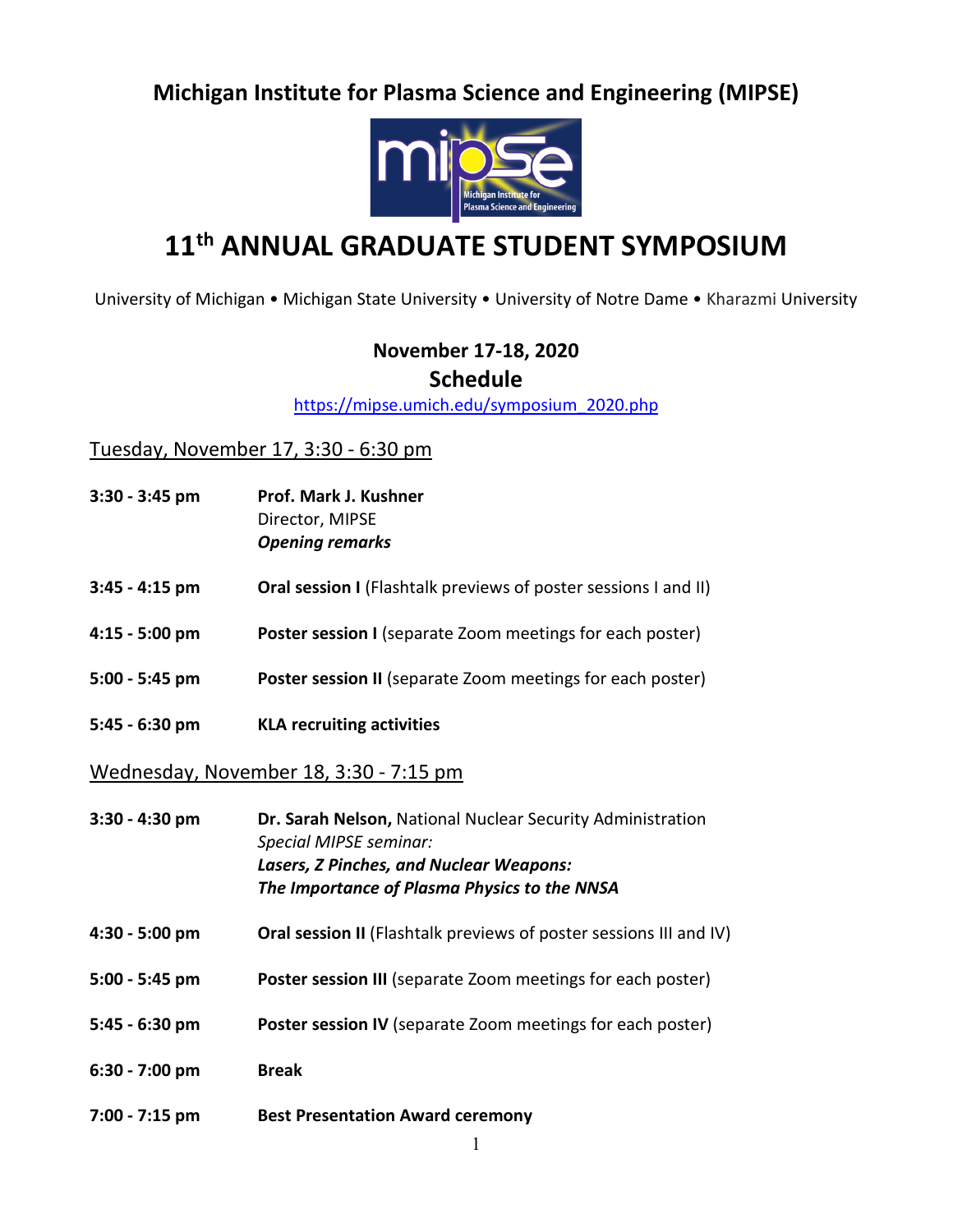# Michigan Institute for Plasma Science and Engineering (MIPSE)

# 11th ANNUAL GRADUATE STUDENT SYMPOSIUM

University of Michigan • Michigan State University • University of Notre Dame • Kharazmi University

**November 17-18, 2020**

## Schedule

https://mipse.umich.edu/symposium_2020.php

### Tuesday, November 17, 3:30 - 6:30 pm

**3:30 - 3:45 pm** — **Prof. Mark J. Kushner**
Director, MIPSE
***Opening remarks***

**3:45 - 4:15 pm** — **Oral session I** (Flashtalk previews of poster sessions I and II)

**4:15 - 5:00 pm** — **Poster session I** (separate Zoom meetings for each poster)

**5:00 - 5:45 pm** — **Poster session II** (separate Zoom meetings for each poster)

**5:45 - 6:30 pm** — **KLA recruiting activities**

### Wednesday, November 18, 3:30 - 7:15 pm

**3:30 - 4:30 pm** — **Dr. Sarah Nelson,** National Nuclear Security Administration
*Special MIPSE seminar:*
***Lasers, Z Pinches, and Nuclear Weapons:***
***The Importance of Plasma Physics to the NNSA***

**4:30 - 5:00 pm** — **Oral session II** (Flashtalk previews of poster sessions III and IV)

**5:00 - 5:45 pm** — **Poster session III** (separate Zoom meetings for each poster)

**5:45 - 6:30 pm** — **Poster session IV** (separate Zoom meetings for each poster)

**6:30 - 7:00 pm** — **Break**

**7:00 - 7:15 pm** — **Best Presentation Award ceremony**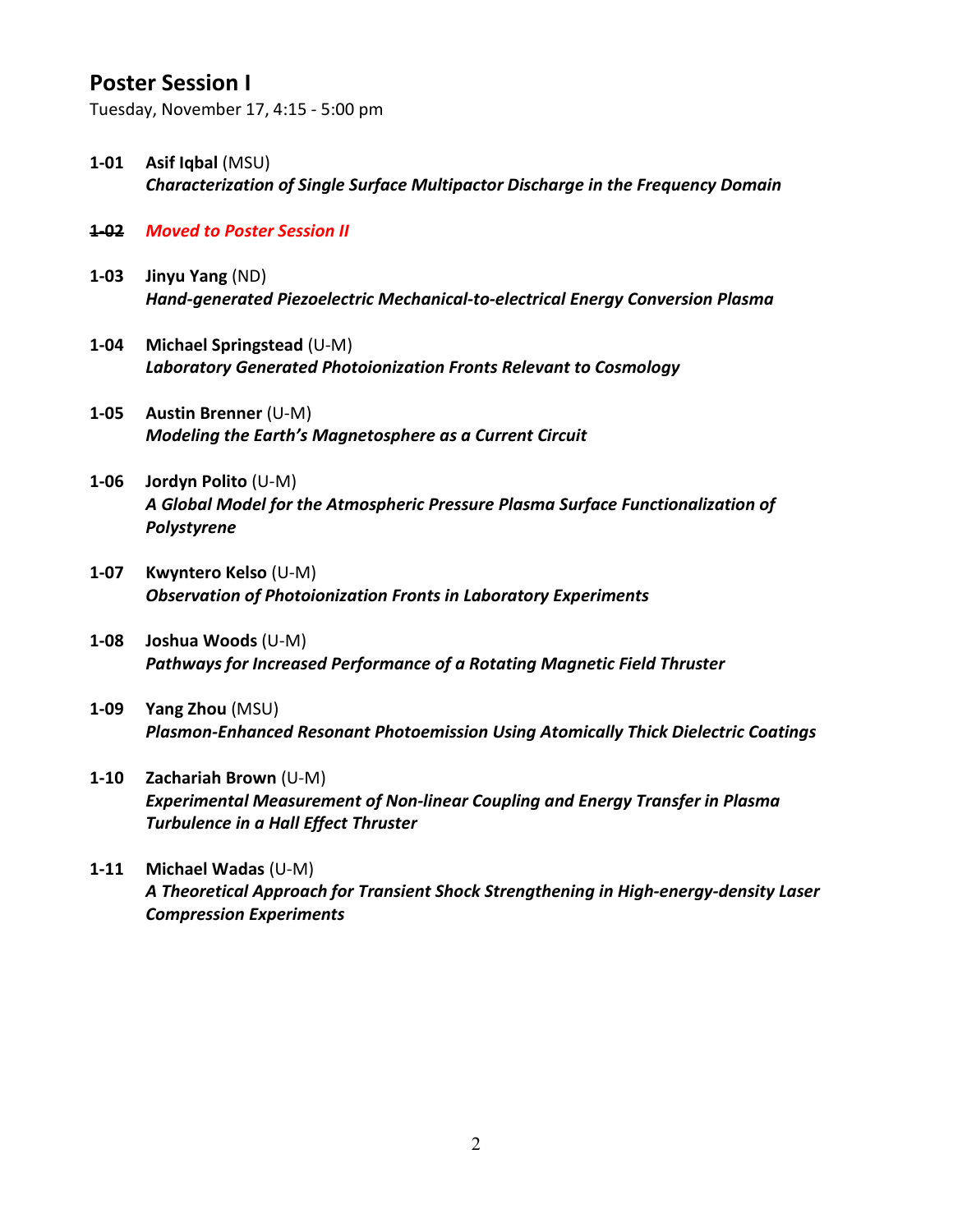## Poster Session I

Tuesday, November 17, 4:15 - 5:00 pm

**1-01** **Asif Iqbal** (MSU)
***Characterization of Single Surface Multipactor Discharge in the Frequency Domain***

~~**1-02**~~ ***Moved to Poster Session II***

**1-03** **Jinyu Yang** (ND)
***Hand-generated Piezoelectric Mechanical-to-electrical Energy Conversion Plasma***

**1-04** **Michael Springstead** (U-M)
***Laboratory Generated Photoionization Fronts Relevant to Cosmology***

**1-05** **Austin Brenner** (U-M)
***Modeling the Earth's Magnetosphere as a Current Circuit***

**1-06** **Jordyn Polito** (U-M)
***A Global Model for the Atmospheric Pressure Plasma Surface Functionalization of Polystyrene***

**1-07** **Kwyntero Kelso** (U-M)
***Observation of Photoionization Fronts in Laboratory Experiments***

**1-08** **Joshua Woods** (U-M)
***Pathways for Increased Performance of a Rotating Magnetic Field Thruster***

**1-09** **Yang Zhou** (MSU)
***Plasmon-Enhanced Resonant Photoemission Using Atomically Thick Dielectric Coatings***

**1-10** **Zachariah Brown** (U-M)
***Experimental Measurement of Non-linear Coupling and Energy Transfer in Plasma Turbulence in a Hall Effect Thruster***

**1-11** **Michael Wadas** (U-M)
***A Theoretical Approach for Transient Shock Strengthening in High-energy-density Laser Compression Experiments***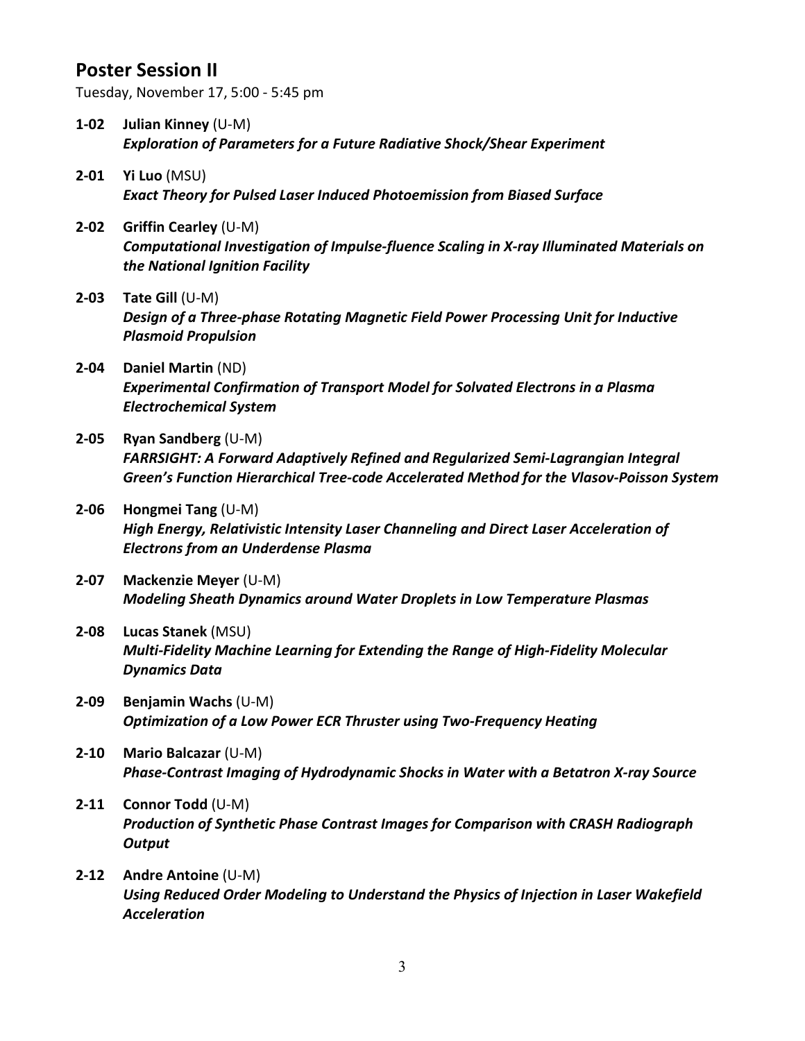## Poster Session II

Tuesday, November 17, 5:00 - 5:45 pm

**1-02** **Julian Kinney** (U-M)
***Exploration of Parameters for a Future Radiative Shock/Shear Experiment***

**2-01** **Yi Luo** (MSU)
***Exact Theory for Pulsed Laser Induced Photoemission from Biased Surface***

**2-02** **Griffin Cearley** (U-M)
***Computational Investigation of Impulse-fluence Scaling in X-ray Illuminated Materials on the National Ignition Facility***

**2-03** **Tate Gill** (U-M)
***Design of a Three-phase Rotating Magnetic Field Power Processing Unit for Inductive Plasmoid Propulsion***

**2-04** **Daniel Martin** (ND)
***Experimental Confirmation of Transport Model for Solvated Electrons in a Plasma Electrochemical System***

**2-05** **Ryan Sandberg** (U-M)
***FARRSIGHT: A Forward Adaptively Refined and Regularized Semi-Lagrangian Integral Green's Function Hierarchical Tree-code Accelerated Method for the Vlasov-Poisson System***

**2-06** **Hongmei Tang** (U-M)
***High Energy, Relativistic Intensity Laser Channeling and Direct Laser Acceleration of Electrons from an Underdense Plasma***

**2-07** **Mackenzie Meyer** (U-M)
***Modeling Sheath Dynamics around Water Droplets in Low Temperature Plasmas***

**2-08** **Lucas Stanek** (MSU)
***Multi-Fidelity Machine Learning for Extending the Range of High-Fidelity Molecular Dynamics Data***

**2-09** **Benjamin Wachs** (U-M)
***Optimization of a Low Power ECR Thruster using Two-Frequency Heating***

**2-10** **Mario Balcazar** (U-M)
***Phase-Contrast Imaging of Hydrodynamic Shocks in Water with a Betatron X-ray Source***

**2-11** **Connor Todd** (U-M)
***Production of Synthetic Phase Contrast Images for Comparison with CRASH Radiograph Output***

**2-12** **Andre Antoine** (U-M)
***Using Reduced Order Modeling to Understand the Physics of Injection in Laser Wakefield Acceleration***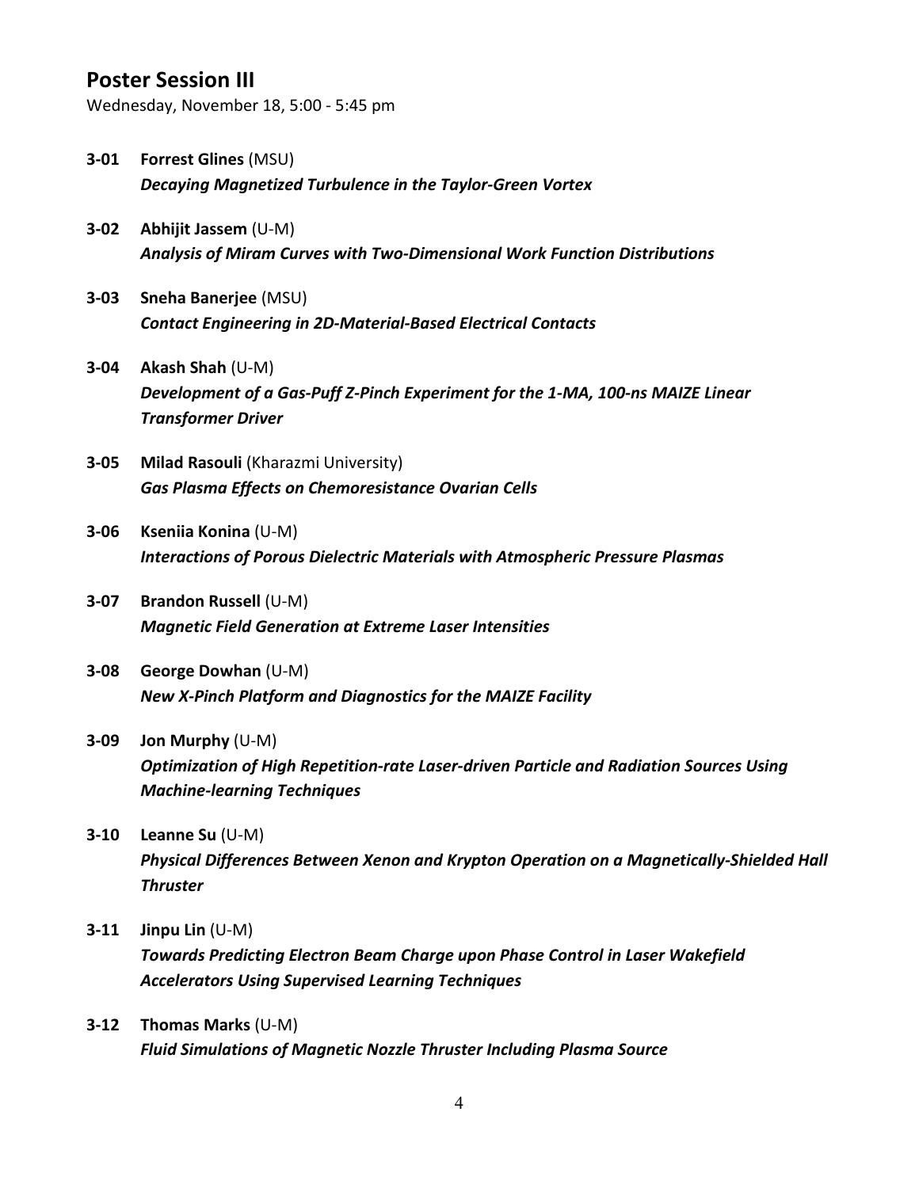## Poster Session III

Wednesday, November 18, 5:00 - 5:45 pm

**3-01** **Forrest Glines** (MSU)
***Decaying Magnetized Turbulence in the Taylor-Green Vortex***

**3-02** **Abhijit Jassem** (U-M)
***Analysis of Miram Curves with Two-Dimensional Work Function Distributions***

**3-03** **Sneha Banerjee** (MSU)
***Contact Engineering in 2D-Material-Based Electrical Contacts***

**3-04** **Akash Shah** (U-M)
***Development of a Gas-Puff Z-Pinch Experiment for the 1-MA, 100-ns MAIZE Linear Transformer Driver***

**3-05** **Milad Rasouli** (Kharazmi University)
***Gas Plasma Effects on Chemoresistance Ovarian Cells***

**3-06** **Kseniia Konina** (U-M)
***Interactions of Porous Dielectric Materials with Atmospheric Pressure Plasmas***

**3-07** **Brandon Russell** (U-M)
***Magnetic Field Generation at Extreme Laser Intensities***

**3-08** **George Dowhan** (U-M)
***New X-Pinch Platform and Diagnostics for the MAIZE Facility***

**3-09** **Jon Murphy** (U-M)
***Optimization of High Repetition-rate Laser-driven Particle and Radiation Sources Using Machine-learning Techniques***

**3-10** **Leanne Su** (U-M)
***Physical Differences Between Xenon and Krypton Operation on a Magnetically-Shielded Hall Thruster***

**3-11** **Jinpu Lin** (U-M)
***Towards Predicting Electron Beam Charge upon Phase Control in Laser Wakefield Accelerators Using Supervised Learning Techniques***

**3-12** **Thomas Marks** (U-M)
***Fluid Simulations of Magnetic Nozzle Thruster Including Plasma Source***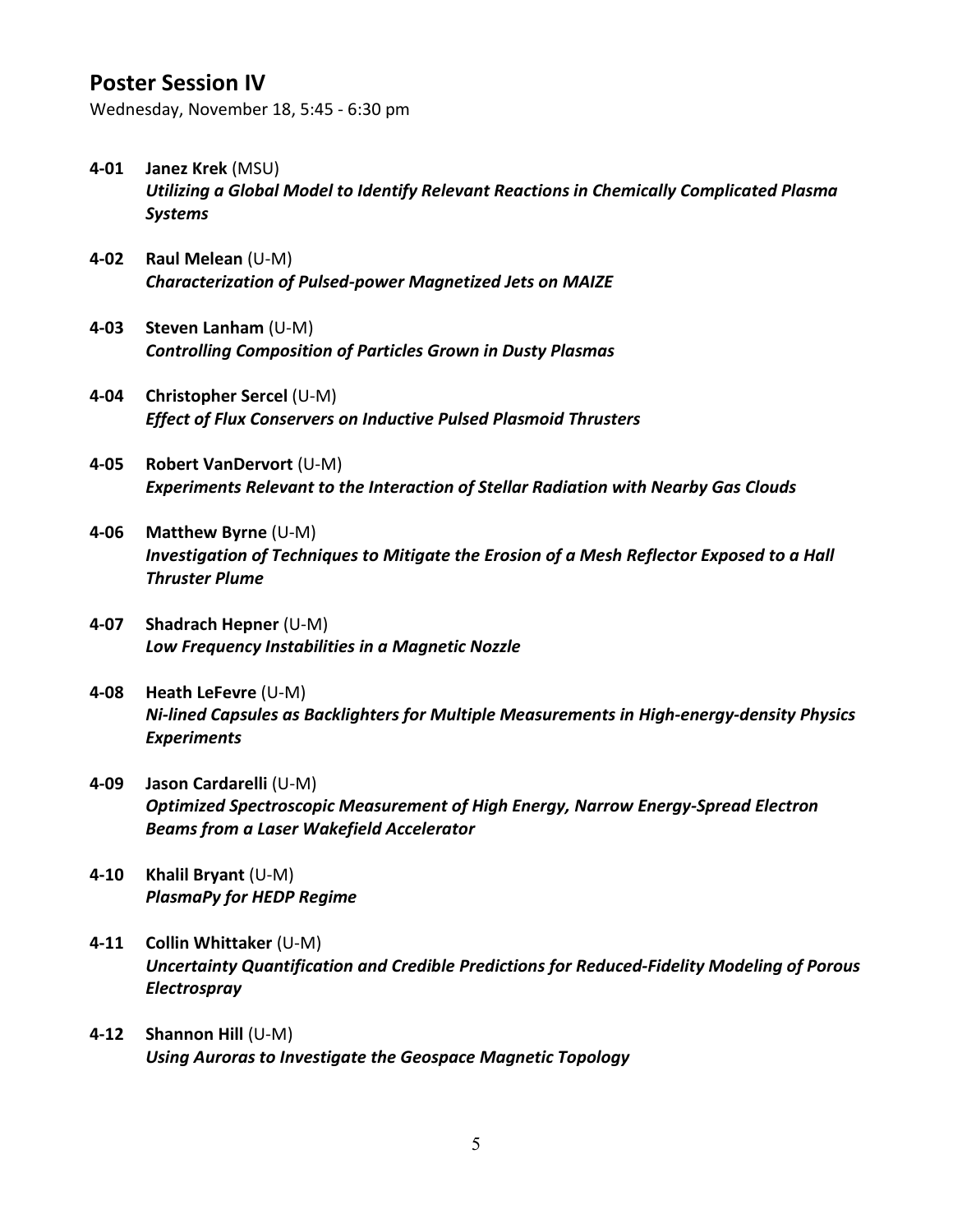## Poster Session IV

Wednesday, November 18, 5:45 - 6:30 pm

**4-01** **Janez Krek** (MSU)
***Utilizing a Global Model to Identify Relevant Reactions in Chemically Complicated Plasma Systems***

**4-02** **Raul Melean** (U-M)
***Characterization of Pulsed-power Magnetized Jets on MAIZE***

**4-03** **Steven Lanham** (U-M)
***Controlling Composition of Particles Grown in Dusty Plasmas***

**4-04** **Christopher Sercel** (U-M)
***Effect of Flux Conservers on Inductive Pulsed Plasmoid Thrusters***

**4-05** **Robert VanDervort** (U-M)
***Experiments Relevant to the Interaction of Stellar Radiation with Nearby Gas Clouds***

**4-06** **Matthew Byrne** (U-M)
***Investigation of Techniques to Mitigate the Erosion of a Mesh Reflector Exposed to a Hall Thruster Plume***

**4-07** **Shadrach Hepner** (U-M)
***Low Frequency Instabilities in a Magnetic Nozzle***

**4-08** **Heath LeFevre** (U-M)
***Ni-lined Capsules as Backlighters for Multiple Measurements in High-energy-density Physics Experiments***

**4-09** **Jason Cardarelli** (U-M)
***Optimized Spectroscopic Measurement of High Energy, Narrow Energy-Spread Electron Beams from a Laser Wakefield Accelerator***

**4-10** **Khalil Bryant** (U-M)
***PlasmaPy for HEDP Regime***

**4-11** **Collin Whittaker** (U-M)
***Uncertainty Quantification and Credible Predictions for Reduced-Fidelity Modeling of Porous Electrospray***

**4-12** **Shannon Hill** (U-M)
***Using Auroras to Investigate the Geospace Magnetic Topology***